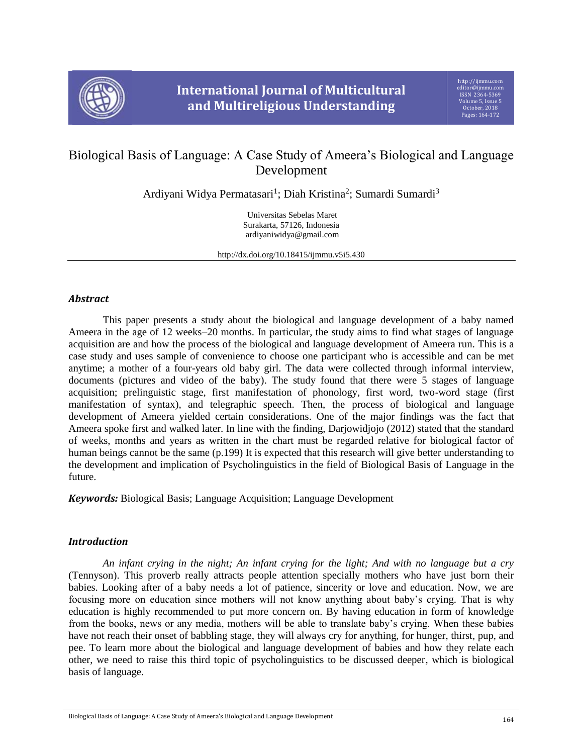# Biological Basis of Language: A Case Study of Ameera's Biological and Language Development

Ardiyani Widya Permatasari[1]; Diah Kristina[2]; Sumardi Sumardi[3]

Universitas Sebelas Maret
Surakarta, 57126, Indonesia
ardiyaniwidya@gmail.com

http://dx.doi.org/10.18415/ijmmu.v5i5.430

### *Abstract*

This paper presents a study about the biological and language development of a baby named Ameera in the age of 12 weeks–20 months. In particular, the study aims to find what stages of language acquisition are and how the process of the biological and language development of Ameera run. This is a case study and uses sample of convenience to choose one participant who is accessible and can be met anytime; a mother of a four-years old baby girl. The data were collected through informal interview, documents (pictures and video of the baby). The study found that there were 5 stages of language acquisition; prelinguistic stage, first manifestation of phonology, first word, two-word stage (first manifestation of syntax), and telegraphic speech. Then, the process of biological and language development of Ameera yielded certain considerations. One of the major findings was the fact that Ameera spoke first and walked later. In line with the finding, Darjowidjojo (2012) stated that the standard of weeks, months and years as written in the chart must be regarded relative for biological factor of human beings cannot be the same (p.199) It is expected that this research will give better understanding to the development and implication of Psycholinguistics in the field of Biological Basis of Language in the future.

***Keywords:*** Biological Basis; Language Acquisition; Language Development

### *Introduction*

*An infant crying in the night; An infant crying for the light; And with no language but a cry* (Tennyson). This proverb really attracts people attention specially mothers who have just born their babies. Looking after of a baby needs a lot of patience, sincerity or love and education. Now, we are focusing more on education since mothers will not know anything about baby's crying. That is why education is highly recommended to put more concern on. By having education in form of knowledge from the books, news or any media, mothers will be able to translate baby's crying. When these babies have not reach their onset of babbling stage, they will always cry for anything, for hunger, thirst, pup, and pee. To learn more about the biological and language development of babies and how they relate each other, we need to raise this third topic of psycholinguistics to be discussed deeper, which is biological basis of language.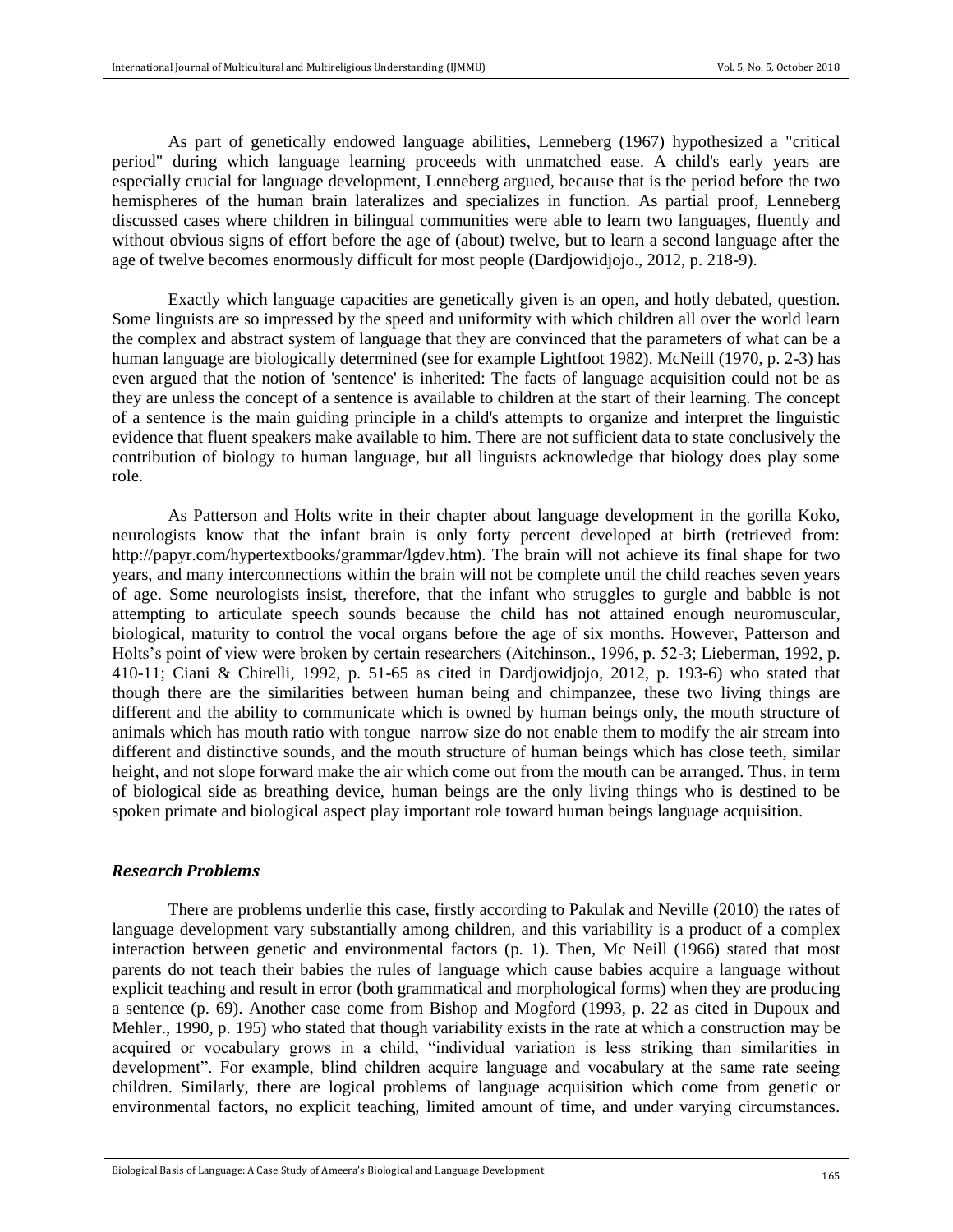As part of genetically endowed language abilities, Lenneberg (1967) hypothesized a "critical period" during which language learning proceeds with unmatched ease. A child's early years are especially crucial for language development, Lenneberg argued, because that is the period before the two hemispheres of the human brain lateralizes and specializes in function. As partial proof, Lenneberg discussed cases where children in bilingual communities were able to learn two languages, fluently and without obvious signs of effort before the age of (about) twelve, but to learn a second language after the age of twelve becomes enormously difficult for most people (Dardjowidjojo., 2012, p. 218-9).

Exactly which language capacities are genetically given is an open, and hotly debated, question. Some linguists are so impressed by the speed and uniformity with which children all over the world learn the complex and abstract system of language that they are convinced that the parameters of what can be a human language are biologically determined (see for example Lightfoot 1982). McNeill (1970, p. 2-3) has even argued that the notion of 'sentence' is inherited: The facts of language acquisition could not be as they are unless the concept of a sentence is available to children at the start of their learning. The concept of a sentence is the main guiding principle in a child's attempts to organize and interpret the linguistic evidence that fluent speakers make available to him. There are not sufficient data to state conclusively the contribution of biology to human language, but all linguists acknowledge that biology does play some role.

As Patterson and Holts write in their chapter about language development in the gorilla Koko, neurologists know that the infant brain is only forty percent developed at birth (retrieved from: http://papyr.com/hypertextbooks/grammar/lgdev.htm). The brain will not achieve its final shape for two years, and many interconnections within the brain will not be complete until the child reaches seven years of age. Some neurologists insist, therefore, that the infant who struggles to gurgle and babble is not attempting to articulate speech sounds because the child has not attained enough neuromuscular, biological, maturity to control the vocal organs before the age of six months. However, Patterson and Holts's point of view were broken by certain researchers (Aitchinson., 1996, p. 52-3; Lieberman, 1992, p. 410-11; Ciani & Chirelli, 1992, p. 51-65 as cited in Dardjowidjojo, 2012, p. 193-6) who stated that though there are the similarities between human being and chimpanzee, these two living things are different and the ability to communicate which is owned by human beings only, the mouth structure of animals which has mouth ratio with tongue narrow size do not enable them to modify the air stream into different and distinctive sounds, and the mouth structure of human beings which has close teeth, similar height, and not slope forward make the air which come out from the mouth can be arranged. Thus, in term of biological side as breathing device, human beings are the only living things who is destined to be spoken primate and biological aspect play important role toward human beings language acquisition.

### *Research Problems*

There are problems underlie this case, firstly according to Pakulak and Neville (2010) the rates of language development vary substantially among children, and this variability is a product of a complex interaction between genetic and environmental factors (p. 1). Then, Mc Neill (1966) stated that most parents do not teach their babies the rules of language which cause babies acquire a language without explicit teaching and result in error (both grammatical and morphological forms) when they are producing a sentence (p. 69). Another case come from Bishop and Mogford (1993, p. 22 as cited in Dupoux and Mehler., 1990, p. 195) who stated that though variability exists in the rate at which a construction may be acquired or vocabulary grows in a child, "individual variation is less striking than similarities in development". For example, blind children acquire language and vocabulary at the same rate seeing children. Similarly, there are logical problems of language acquisition which come from genetic or environmental factors, no explicit teaching, limited amount of time, and under varying circumstances.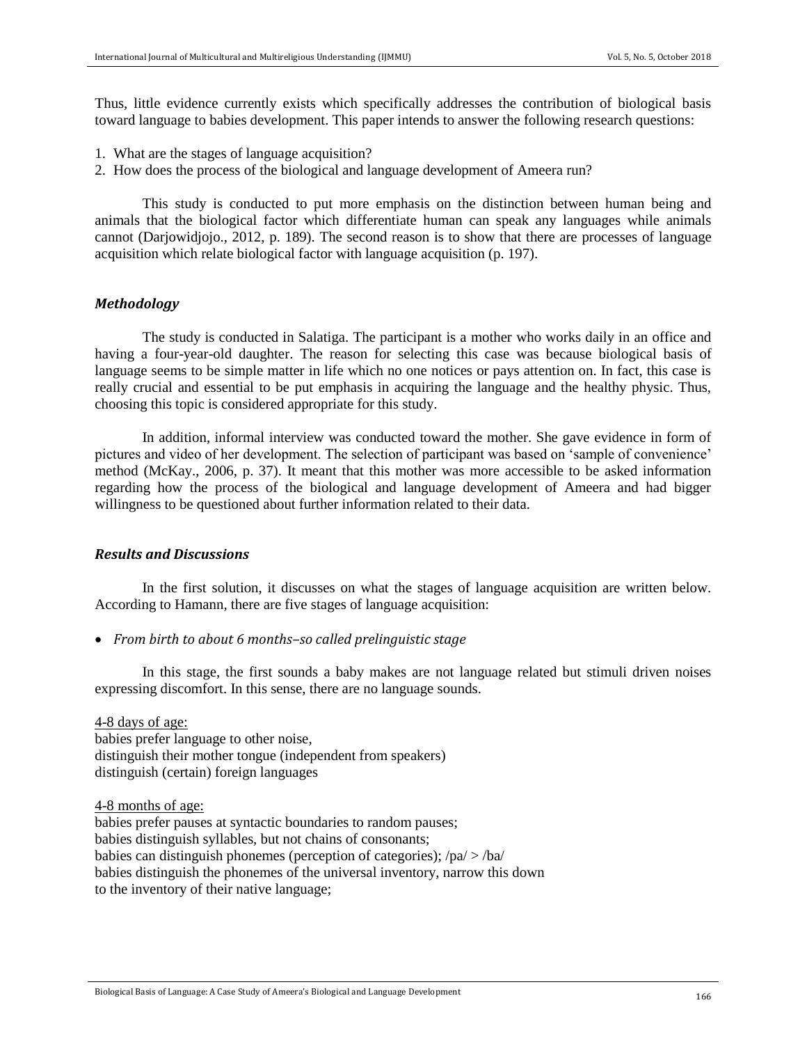Thus, little evidence currently exists which specifically addresses the contribution of biological basis toward language to babies development. This paper intends to answer the following research questions:

1. What are the stages of language acquisition?
2. How does the process of the biological and language development of Ameera run?

This study is conducted to put more emphasis on the distinction between human being and animals that the biological factor which differentiate human can speak any languages while animals cannot (Darjowidjojo., 2012, p. 189). The second reason is to show that there are processes of language acquisition which relate biological factor with language acquisition (p. 197).

### *Methodology*

The study is conducted in Salatiga. The participant is a mother who works daily in an office and having a four-year-old daughter. The reason for selecting this case was because biological basis of language seems to be simple matter in life which no one notices or pays attention on. In fact, this case is really crucial and essential to be put emphasis in acquiring the language and the healthy physic. Thus, choosing this topic is considered appropriate for this study.

In addition, informal interview was conducted toward the mother. She gave evidence in form of pictures and video of her development. The selection of participant was based on 'sample of convenience' method (McKay., 2006, p. 37). It meant that this mother was more accessible to be asked information regarding how the process of the biological and language development of Ameera and had bigger willingness to be questioned about further information related to their data.

### *Results and Discussions*

In the first solution, it discusses on what the stages of language acquisition are written below. According to Hamann, there are five stages of language acquisition:

- *From birth to about 6 months–so called prelinguistic stage*

In this stage, the first sounds a baby makes are not language related but stimuli driven noises expressing discomfort. In this sense, there are no language sounds.

<u>4-8 days of age:</u>
babies prefer language to other noise,
distinguish their mother tongue (independent from speakers)
distinguish (certain) foreign languages

<u>4-8 months of age:</u>
babies prefer pauses at syntactic boundaries to random pauses;
babies distinguish syllables, but not chains of consonants;
babies can distinguish phonemes (perception of categories); /pa/ > /ba/
babies distinguish the phonemes of the universal inventory, narrow this down
to the inventory of their native language;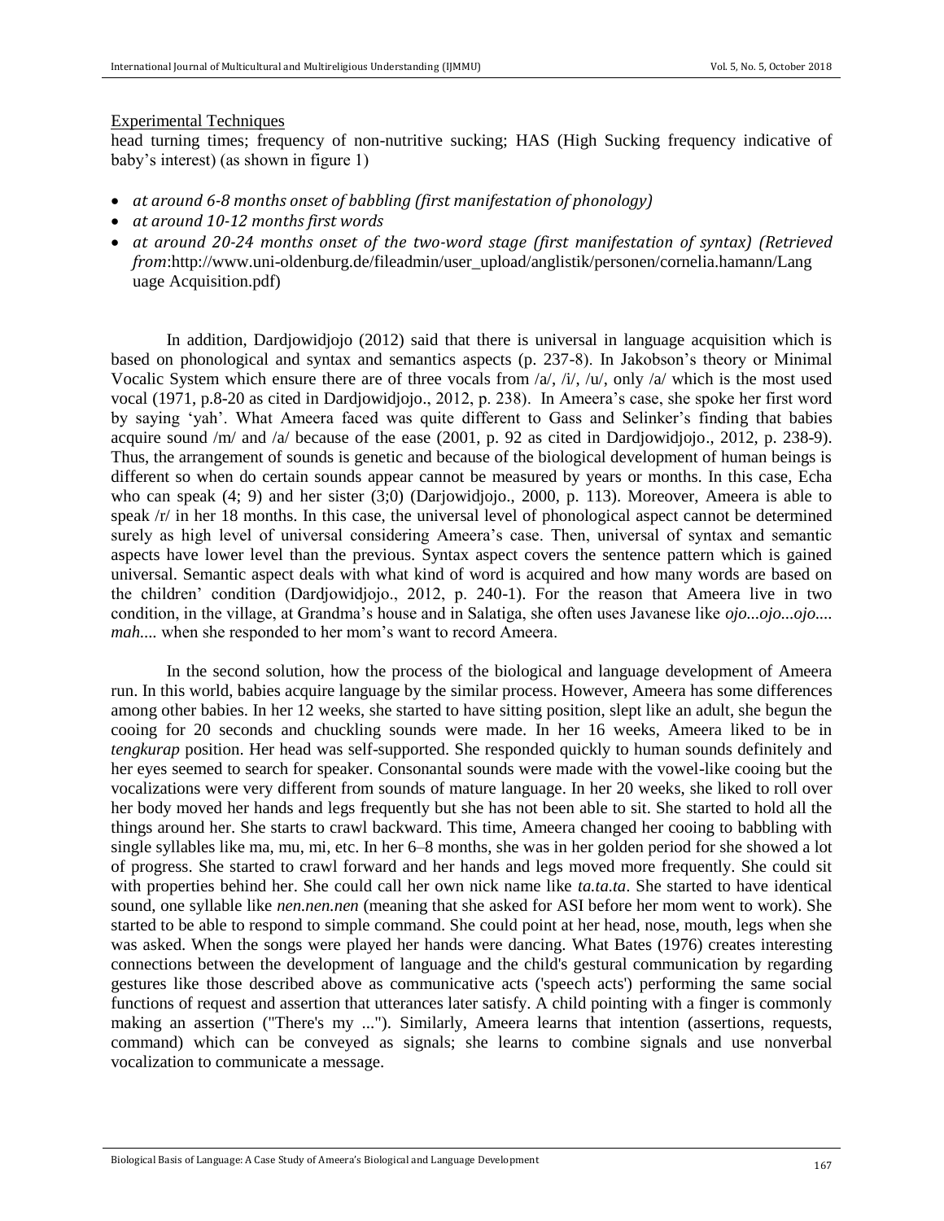Experimental Techniques

head turning times; frequency of non-nutritive sucking; HAS (High Sucking frequency indicative of baby's interest) (as shown in figure 1)

- *at around 6-8 months onset of babbling (first manifestation of phonology)*
- *at around 10-12 months first words*
- *at around 20-24 months onset of the two-word stage (first manifestation of syntax) (Retrieved from*:http://www.uni-oldenburg.de/fileadmin/user_upload/anglistik/personen/cornelia.hamann/Language Acquisition.pdf)

In addition, Dardjowidjojo (2012) said that there is universal in language acquisition which is based on phonological and syntax and semantics aspects (p. 237-8). In Jakobson's theory or Minimal Vocalic System which ensure there are of three vocals from /a/, /i/, /u/, only /a/ which is the most used vocal (1971, p.8-20 as cited in Dardjowidjojo., 2012, p. 238). In Ameera's case, she spoke her first word by saying 'yah'. What Ameera faced was quite different to Gass and Selinker's finding that babies acquire sound /m/ and /a/ because of the ease (2001, p. 92 as cited in Dardjowidjojo., 2012, p. 238-9). Thus, the arrangement of sounds is genetic and because of the biological development of human beings is different so when do certain sounds appear cannot be measured by years or months. In this case, Echa who can speak (4; 9) and her sister (3;0) (Darjowidjojo., 2000, p. 113). Moreover, Ameera is able to speak /r/ in her 18 months. In this case, the universal level of phonological aspect cannot be determined surely as high level of universal considering Ameera's case. Then, universal of syntax and semantic aspects have lower level than the previous. Syntax aspect covers the sentence pattern which is gained universal. Semantic aspect deals with what kind of word is acquired and how many words are based on the children' condition (Dardjowidjojo., 2012, p. 240-1). For the reason that Ameera live in two condition, in the village, at Grandma's house and in Salatiga, she often uses Javanese like *ojo...ojo...ojo.... mah....* when she responded to her mom's want to record Ameera.

In the second solution, how the process of the biological and language development of Ameera run. In this world, babies acquire language by the similar process. However, Ameera has some differences among other babies. In her 12 weeks, she started to have sitting position, slept like an adult, she begun the cooing for 20 seconds and chuckling sounds were made. In her 16 weeks, Ameera liked to be in *tengkurap* position. Her head was self-supported. She responded quickly to human sounds definitely and her eyes seemed to search for speaker. Consonantal sounds were made with the vowel-like cooing but the vocalizations were very different from sounds of mature language. In her 20 weeks, she liked to roll over her body moved her hands and legs frequently but she has not been able to sit. She started to hold all the things around her. She starts to crawl backward. This time, Ameera changed her cooing to babbling with single syllables like ma, mu, mi, etc. In her 6–8 months, she was in her golden period for she showed a lot of progress. She started to crawl forward and her hands and legs moved more frequently. She could sit with properties behind her. She could call her own nick name like *ta.ta.ta*. She started to have identical sound, one syllable like *nen.nen.nen* (meaning that she asked for ASI before her mom went to work). She started to be able to respond to simple command. She could point at her head, nose, mouth, legs when she was asked. When the songs were played her hands were dancing. What Bates (1976) creates interesting connections between the development of language and the child's gestural communication by regarding gestures like those described above as communicative acts ('speech acts') performing the same social functions of request and assertion that utterances later satisfy. A child pointing with a finger is commonly making an assertion ("There's my ..."). Similarly, Ameera learns that intention (assertions, requests, command) which can be conveyed as signals; she learns to combine signals and use nonverbal vocalization to communicate a message.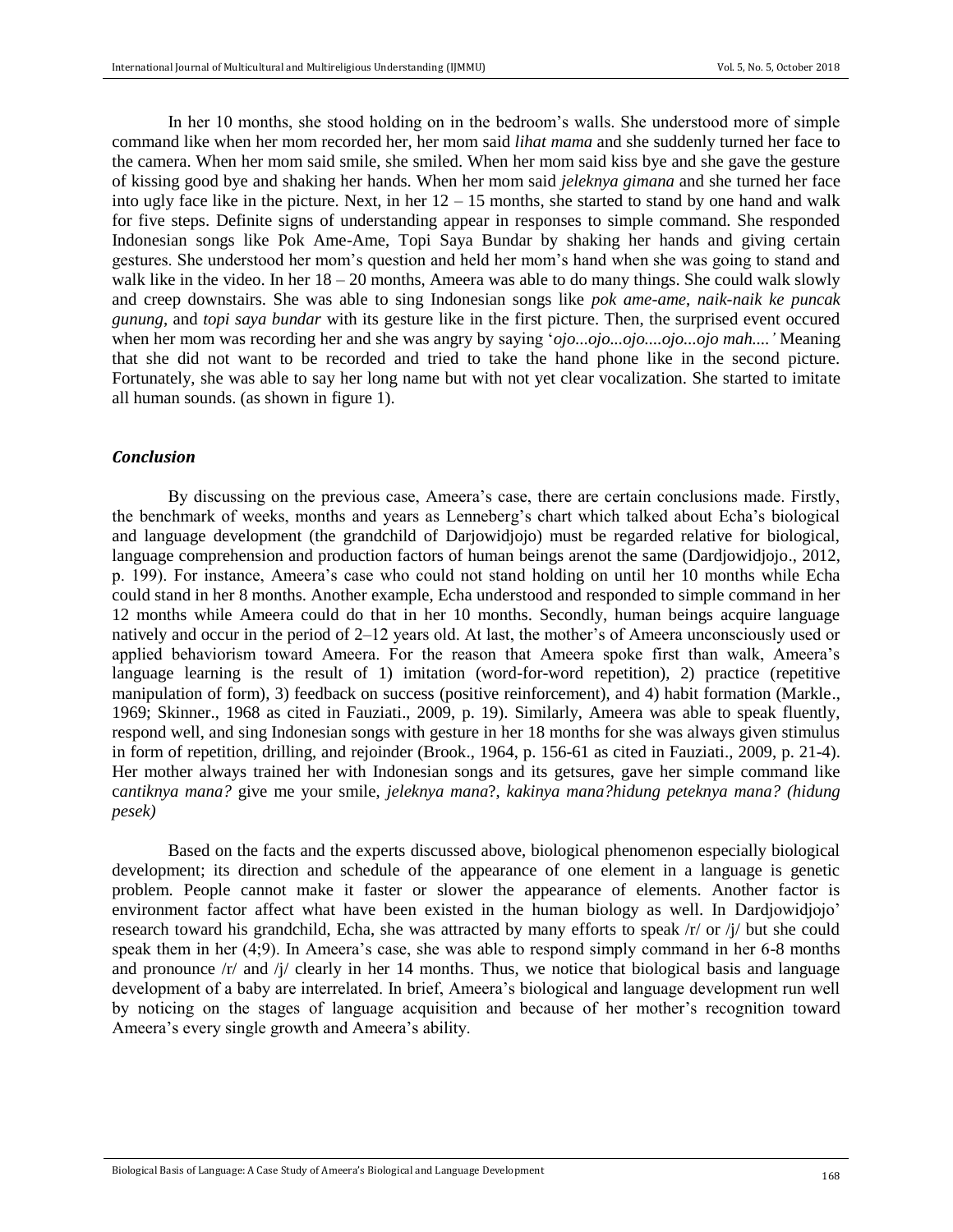In her 10 months, she stood holding on in the bedroom's walls. She understood more of simple command like when her mom recorded her, her mom said *lihat mama* and she suddenly turned her face to the camera. When her mom said smile, she smiled. When her mom said kiss bye and she gave the gesture of kissing good bye and shaking her hands. When her mom said *jeleknya gimana* and she turned her face into ugly face like in the picture. Next, in her 12 – 15 months, she started to stand by one hand and walk for five steps. Definite signs of understanding appear in responses to simple command. She responded Indonesian songs like Pok Ame-Ame, Topi Saya Bundar by shaking her hands and giving certain gestures. She understood her mom's question and held her mom's hand when she was going to stand and walk like in the video. In her 18 – 20 months, Ameera was able to do many things. She could walk slowly and creep downstairs. She was able to sing Indonesian songs like *pok ame-ame*, *naik-naik ke puncak gunung*, and *topi saya bundar* with its gesture like in the first picture. Then, the surprised event occured when her mom was recording her and she was angry by saying '*ojo...ojo...ojo....ojo...ojo mah....'* Meaning that she did not want to be recorded and tried to take the hand phone like in the second picture. Fortunately, she was able to say her long name but with not yet clear vocalization. She started to imitate all human sounds. (as shown in figure 1).

### *Conclusion*

By discussing on the previous case, Ameera's case, there are certain conclusions made. Firstly, the benchmark of weeks, months and years as Lenneberg's chart which talked about Echa's biological and language development (the grandchild of Darjowidjojo) must be regarded relative for biological, language comprehension and production factors of human beings arenot the same (Dardjowidjojo., 2012, p. 199). For instance, Ameera's case who could not stand holding on until her 10 months while Echa could stand in her 8 months. Another example, Echa understood and responded to simple command in her 12 months while Ameera could do that in her 10 months. Secondly, human beings acquire language natively and occur in the period of 2–12 years old. At last, the mother's of Ameera unconsciously used or applied behaviorism toward Ameera. For the reason that Ameera spoke first than walk, Ameera's language learning is the result of 1) imitation (word-for-word repetition), 2) practice (repetitive manipulation of form), 3) feedback on success (positive reinforcement), and 4) habit formation (Markle., 1969; Skinner., 1968 as cited in Fauziati., 2009, p. 19). Similarly, Ameera was able to speak fluently, respond well, and sing Indonesian songs with gesture in her 18 months for she was always given stimulus in form of repetition, drilling, and rejoinder (Brook., 1964, p. 156-61 as cited in Fauziati., 2009, p. 21-4). Her mother always trained her with Indonesian songs and its getsures, gave her simple command like c*antiknya mana?* give me your smile, *jeleknya mana*?, *kakinya mana?hidung peteknya mana? (hidung pesek)*

Based on the facts and the experts discussed above, biological phenomenon especially biological development; its direction and schedule of the appearance of one element in a language is genetic problem. People cannot make it faster or slower the appearance of elements. Another factor is environment factor affect what have been existed in the human biology as well. In Dardjowidjojo' research toward his grandchild, Echa, she was attracted by many efforts to speak /r/ or /j/ but she could speak them in her (4;9). In Ameera's case, she was able to respond simply command in her 6-8 months and pronounce /r/ and /j/ clearly in her 14 months. Thus, we notice that biological basis and language development of a baby are interrelated. In brief, Ameera's biological and language development run well by noticing on the stages of language acquisition and because of her mother's recognition toward Ameera's every single growth and Ameera's ability.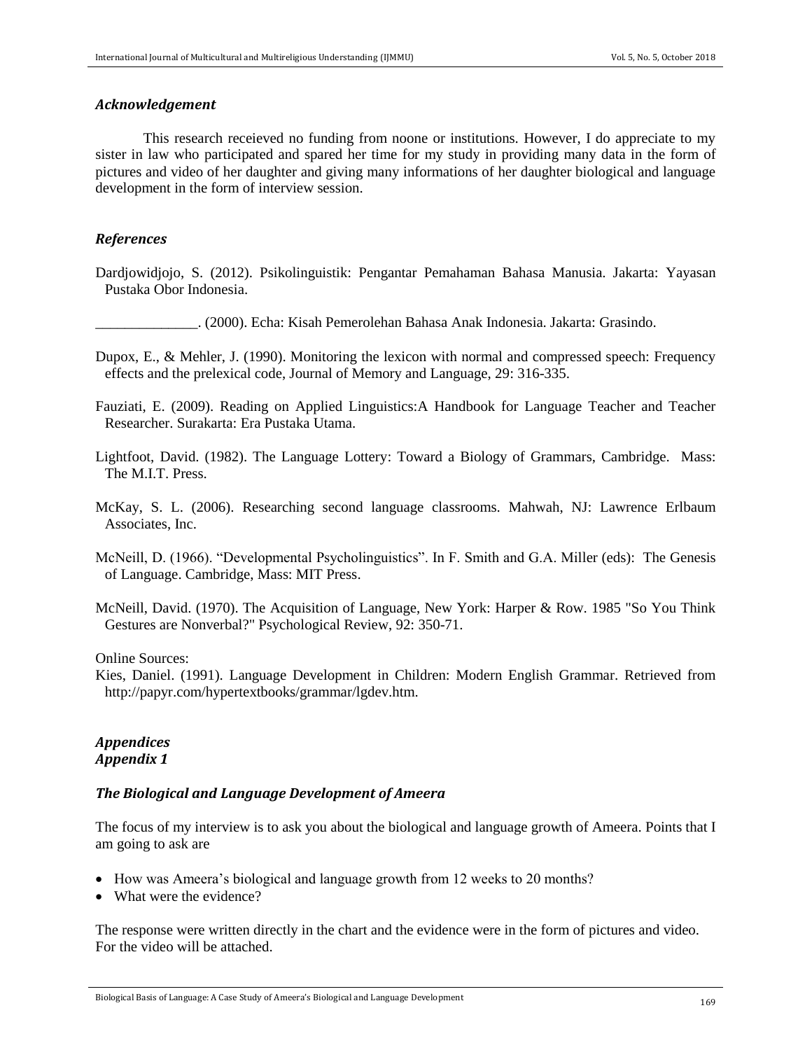### *Acknowledgement*

This research receieved no funding from noone or institutions. However, I do appreciate to my sister in law who participated and spared her time for my study in providing many data in the form of pictures and video of her daughter and giving many informations of her daughter biological and language development in the form of interview session.

### *References*

Dardjowidjojo, S. (2012). Psikolinguistik: Pengantar Pemahaman Bahasa Manusia. Jakarta: Yayasan Pustaka Obor Indonesia.

______________. (2000). Echa: Kisah Pemerolehan Bahasa Anak Indonesia. Jakarta: Grasindo.

Dupox, E., & Mehler, J. (1990). Monitoring the lexicon with normal and compressed speech: Frequency effects and the prelexical code, Journal of Memory and Language, 29: 316-335.

Fauziati, E. (2009). Reading on Applied Linguistics:A Handbook for Language Teacher and Teacher Researcher. Surakarta: Era Pustaka Utama.

Lightfoot, David. (1982). The Language Lottery: Toward a Biology of Grammars, Cambridge. Mass: The M.I.T. Press.

McKay, S. L. (2006). Researching second language classrooms. Mahwah, NJ: Lawrence Erlbaum Associates, Inc.

McNeill, D. (1966). "Developmental Psycholinguistics". In F. Smith and G.A. Miller (eds): The Genesis of Language. Cambridge, Mass: MIT Press.

McNeill, David. (1970). The Acquisition of Language, New York: Harper & Row. 1985 "So You Think Gestures are Nonverbal?" Psychological Review, 92: 350-71.

Online Sources:

Kies, Daniel. (1991). Language Development in Children: Modern English Grammar. Retrieved from http://papyr.com/hypertextbooks/grammar/lgdev.htm.

### *Appendices*

### *Appendix 1*

#### *The Biological and Language Development of Ameera*

The focus of my interview is to ask you about the biological and language growth of Ameera. Points that I am going to ask are

- How was Ameera's biological and language growth from 12 weeks to 20 months?
- What were the evidence?

The response were written directly in the chart and the evidence were in the form of pictures and video. For the video will be attached.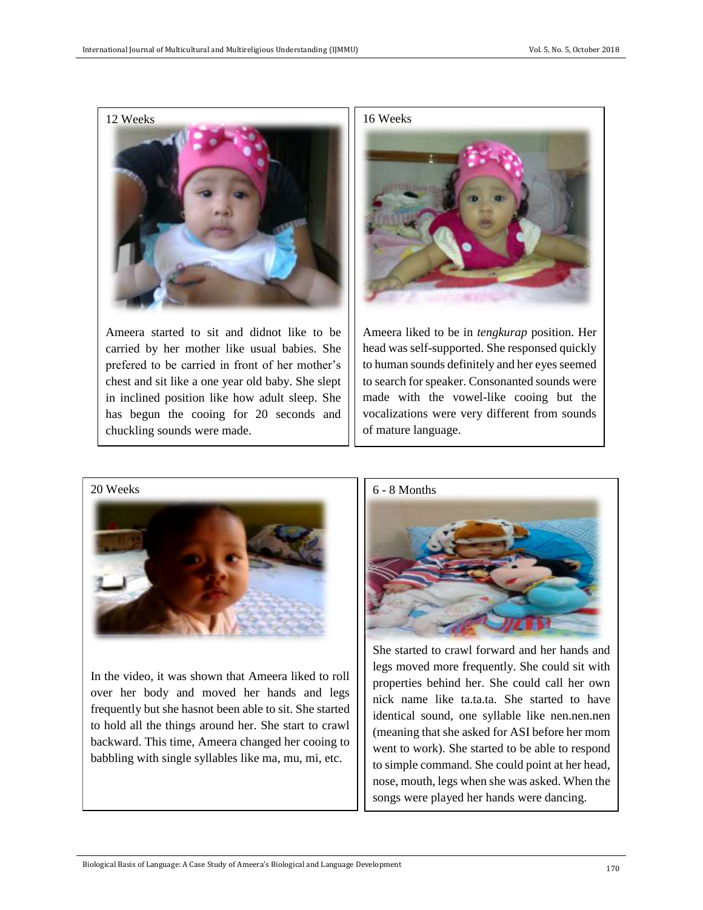**12 Weeks**

Ameera started to sit and didnot like to be carried by her mother like usual babies. She prefered to be carried in front of her mother's chest and sit like a one year old baby. She slept in inclined position like how adult sleep. She has begun the cooing for 20 seconds and chuckling sounds were made.

**16 Weeks**

Ameera liked to be in *tengkurap* position. Her head was self-supported. She responsed quickly to human sounds definitely and her eyes seemed to search for speaker. Consonanted sounds were made with the vowel-like cooing but the vocalizations were very different from sounds of mature language.

**20 Weeks**

In the video, it was shown that Ameera liked to roll over her body and moved her hands and legs frequently but she hasnot been able to sit. She started to hold all the things around her. She start to crawl backward. This time, Ameera changed her cooing to babbling with single syllables like ma, mu, mi, etc.

**6 - 8 Months**

She started to crawl forward and her hands and legs moved more frequently. She could sit with properties behind her. She could call her own nick name like ta.ta.ta. She started to have identical sound, one syllable like nen.nen.nen (meaning that she asked for ASI before her mom went to work). She started to be able to respond to simple command. She could point at her head, nose, mouth, legs when she was asked. When the songs were played her hands were dancing.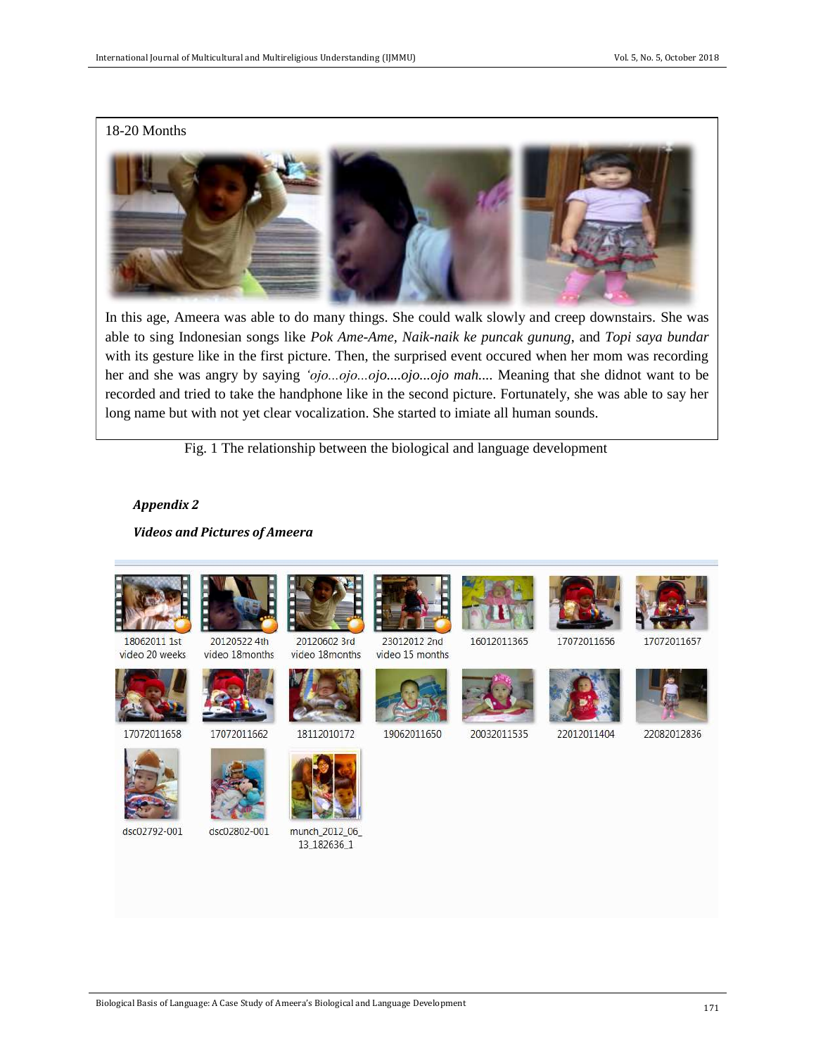18-20 Months

In this age, Ameera was able to do many things. She could walk slowly and creep downstairs. She was able to sing Indonesian songs like *Pok Ame-Ame*, *Naik-naik ke puncak gunung*, and *Topi saya bundar* with its gesture like in the first picture. Then, the surprised event occured when her mom was recording her and she was angry by saying *'ojo...ojo...ojo....ojo...ojo mah*.... Meaning that she didnot want to be recorded and tried to take the handphone like in the second picture. Fortunately, she was able to say her long name but with not yet clear vocalization. She started to imiate all human sounds.

Fig. 1 The relationship between the biological and language development

***Appendix 2***

***Videos and Pictures of Ameera***

18062011 1st video 20 weeks

20120522 4th video 18months

20120602 3rd video 18months

23012012 2nd video 15 months

16012011365

17072011656

17072011657

17072011658

17072011662

18112010172

19062011650

20032011535

22012011404

22082012836

dsc02792-001

dsc02802-001

munch_2012_06_13_182636_1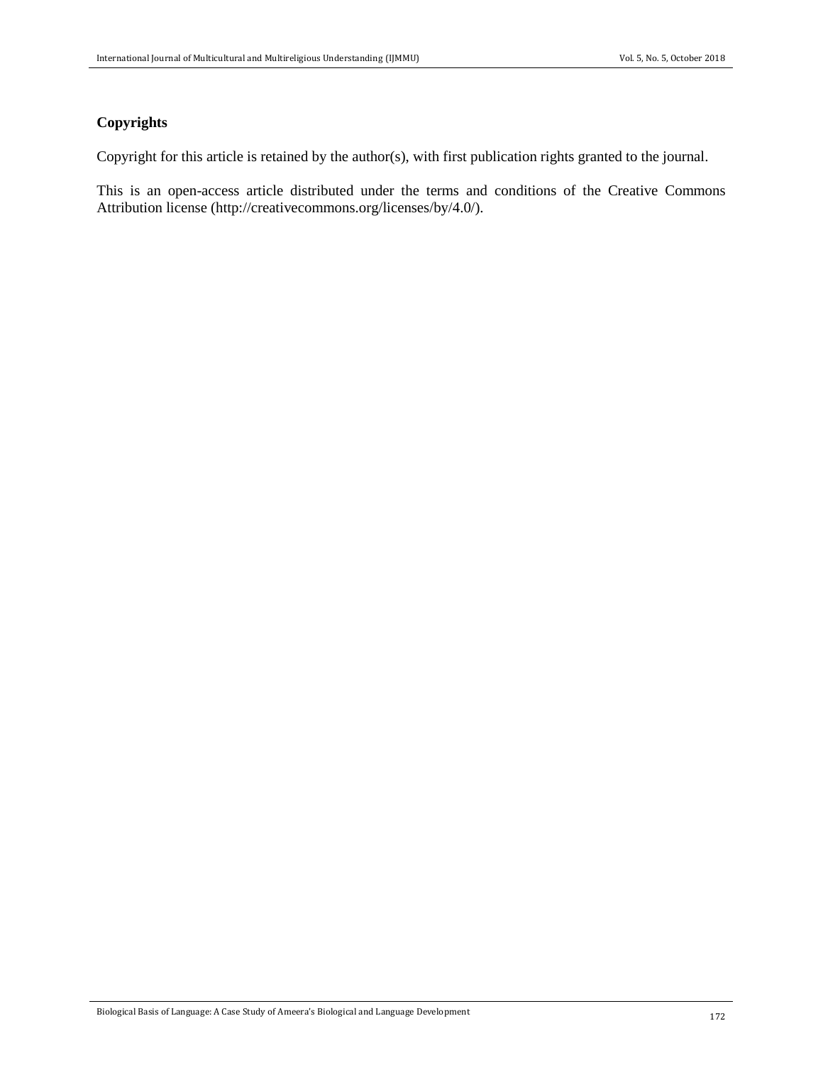## Copyrights

Copyright for this article is retained by the author(s), with first publication rights granted to the journal.

This is an open-access article distributed under the terms and conditions of the Creative Commons Attribution license (http://creativecommons.org/licenses/by/4.0/).